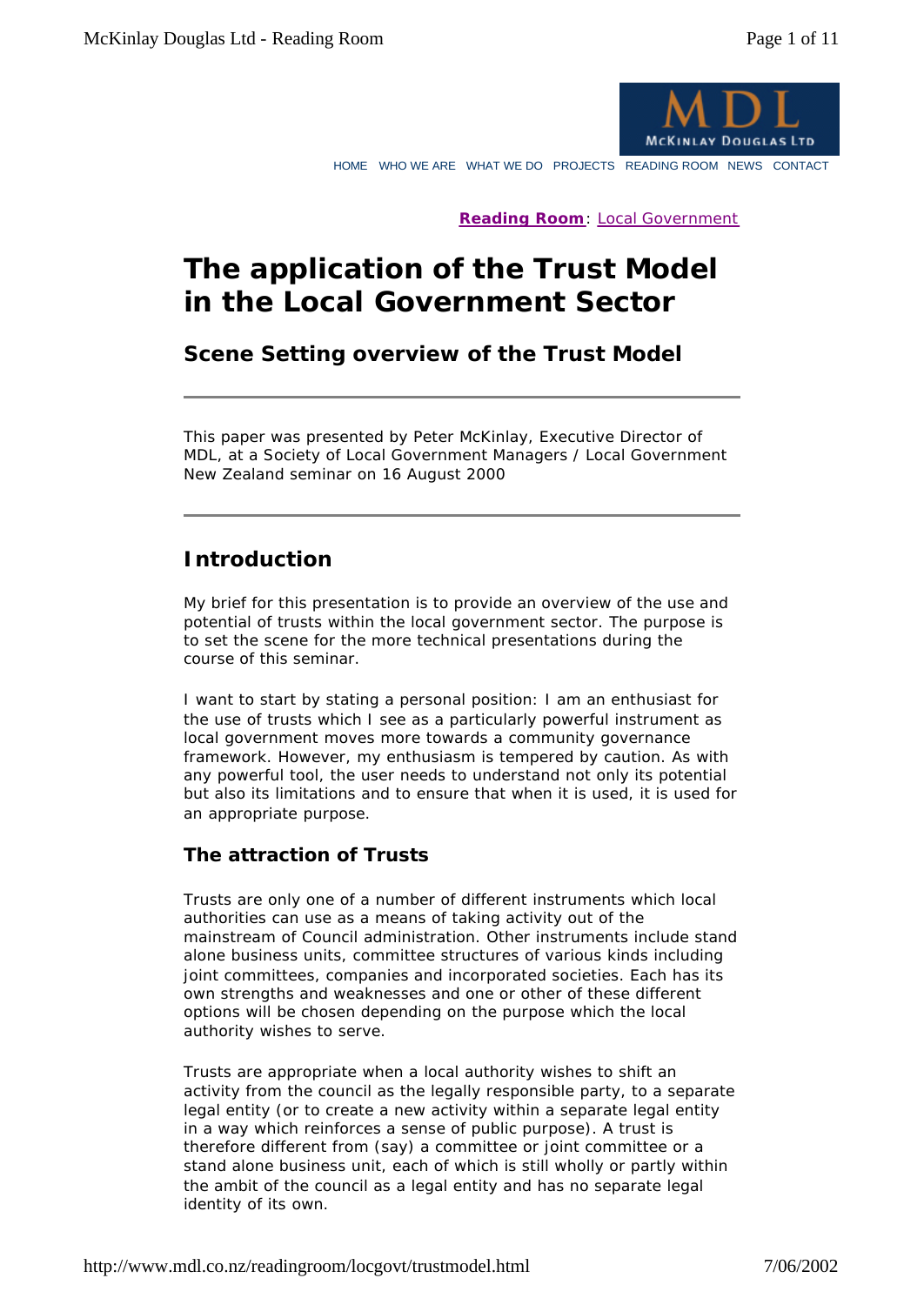**Reading Room**: Local Government

# The application of the Trust Model in the Local Government Sector

## Scene Setting overview of the Trust Model

---

This paper was presented by Peter McKinlay, Executive Director of MDL, at a Society of Local Government Managers / Local Government New Zealand seminar on 16 August 2000

---

## Introduction

My brief for this presentation is to provide an overview of the use and potential of trusts within the local government sector. The purpose is to set the scene for the more technical presentations during the course of this seminar.

I want to start by stating a personal position: I am an enthusiast for the use of trusts which I see as a particularly powerful instrument as local government moves more towards a community governance framework. However, my enthusiasm is tempered by caution. As with any powerful tool, the user needs to understand not only its potential but also its limitations and to ensure that when it is used, it is used for an appropriate purpose.

### The attraction of Trusts

Trusts are only one of a number of different instruments which local authorities can use as a means of taking activity out of the mainstream of Council administration. Other instruments include stand alone business units, committee structures of various kinds including joint committees, companies and incorporated societies. Each has its own strengths and weaknesses and one or other of these different options will be chosen depending on the purpose which the local authority wishes to serve.

Trusts are appropriate when a local authority wishes to shift an activity from the council as the legally responsible party, to a separate legal entity (or to create a new activity within a separate legal entity in a way which reinforces a sense of public purpose). A trust is therefore different from (say) a committee or joint committee or a stand alone business unit, each of which is still wholly or partly within the ambit of the council as a legal entity and has no separate legal identity of its own.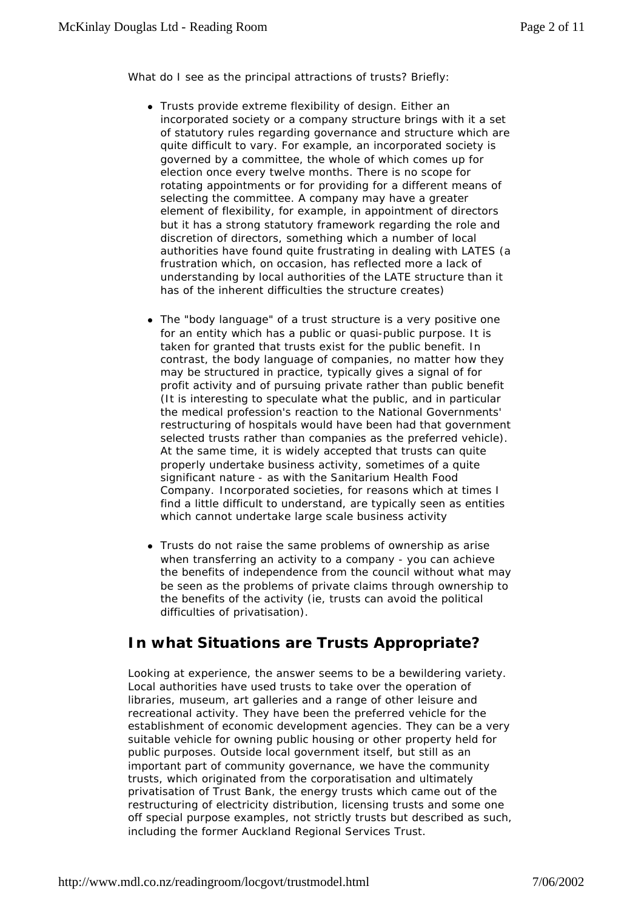What do I see as the principal attractions of trusts? Briefly:

- Trusts provide extreme flexibility of design. Either an incorporated society or a company structure brings with it a set of statutory rules regarding governance and structure which are quite difficult to vary. For example, an incorporated society is governed by a committee, the whole of which comes up for election once every twelve months. There is no scope for rotating appointments or for providing for a different means of selecting the committee. A company may have a greater element of flexibility, for example, in appointment of directors but it has a strong statutory framework regarding the role and discretion of directors, something which a number of local authorities have found quite frustrating in dealing with LATES (a frustration which, on occasion, has reflected more a lack of understanding by local authorities of the LATE structure than it has of the inherent difficulties the structure creates)

- The "body language" of a trust structure is a very positive one for an entity which has a public or quasi-public purpose. It is taken for granted that trusts exist for the public benefit. In contrast, the body language of companies, no matter how they may be structured in practice, typically gives a signal of for profit activity and of pursuing private rather than public benefit (It is interesting to speculate what the public, and in particular the medical profession's reaction to the National Governments' restructuring of hospitals would have been had that government selected trusts rather than companies as the preferred vehicle). At the same time, it is widely accepted that trusts can quite properly undertake business activity, sometimes of a quite significant nature - as with the Sanitarium Health Food Company. Incorporated societies, for reasons which at times I find a little difficult to understand, are typically seen as entities which cannot undertake large scale business activity

- Trusts do not raise the same problems of ownership as arise when transferring an activity to a company - you can achieve the benefits of independence from the council without what may be seen as the problems of private claims through ownership to the benefits of the activity (ie, trusts can avoid the political difficulties of privatisation).

## In what Situations are Trusts Appropriate?

Looking at experience, the answer seems to be a bewildering variety. Local authorities have used trusts to take over the operation of libraries, museum, art galleries and a range of other leisure and recreational activity. They have been the preferred vehicle for the establishment of economic development agencies. They can be a very suitable vehicle for owning public housing or other property held for public purposes. Outside local government itself, but still as an important part of community governance, we have the community trusts, which originated from the corporatisation and ultimately privatisation of Trust Bank, the energy trusts which came out of the restructuring of electricity distribution, licensing trusts and some one off special purpose examples, not strictly trusts but described as such, including the former Auckland Regional Services Trust.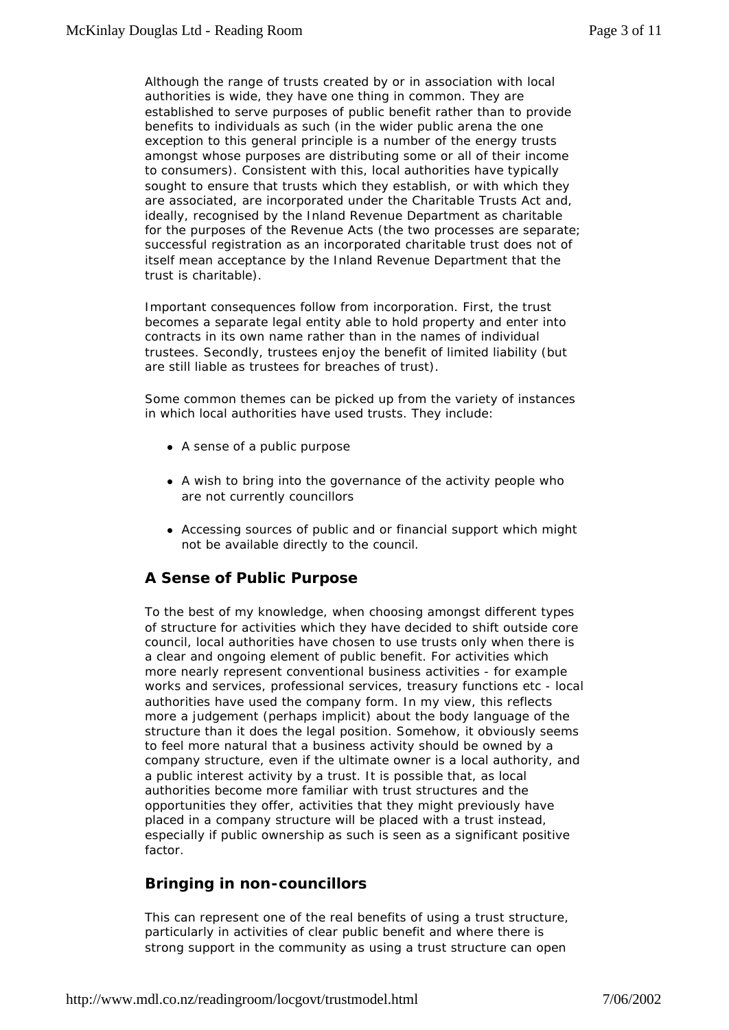Although the range of trusts created by or in association with local authorities is wide, they have one thing in common. They are established to serve purposes of public benefit rather than to provide benefits to individuals as such (in the wider public arena the one exception to this general principle is a number of the energy trusts amongst whose purposes are distributing some or all of their income to consumers). Consistent with this, local authorities have typically sought to ensure that trusts which they establish, or with which they are associated, are incorporated under the Charitable Trusts Act and, ideally, recognised by the Inland Revenue Department as charitable for the purposes of the Revenue Acts (the two processes are separate; successful registration as an incorporated charitable trust does not of itself mean acceptance by the Inland Revenue Department that the trust is charitable).

Important consequences follow from incorporation. First, the trust becomes a separate legal entity able to hold property and enter into contracts in its own name rather than in the names of individual trustees. Secondly, trustees enjoy the benefit of limited liability (but are still liable as trustees for breaches of trust).

Some common themes can be picked up from the variety of instances in which local authorities have used trusts. They include:

- A sense of a public purpose
- A wish to bring into the governance of the activity people who are not currently councillors
- Accessing sources of public and or financial support which might not be available directly to the council.

## A Sense of Public Purpose

To the best of my knowledge, when choosing amongst different types of structure for activities which they have decided to shift outside core council, local authorities have chosen to use trusts only when there is a clear and ongoing element of public benefit. For activities which more nearly represent conventional business activities - for example works and services, professional services, treasury functions etc - local authorities have used the company form. In my view, this reflects more a judgement (perhaps implicit) about the body language of the structure than it does the legal position. Somehow, it obviously seems to feel more natural that a business activity should be owned by a company structure, even if the ultimate owner is a local authority, and a public interest activity by a trust. It is possible that, as local authorities become more familiar with trust structures and the opportunities they offer, activities that they might previously have placed in a company structure will be placed with a trust instead, especially if public ownership as such is seen as a significant positive factor.

## Bringing in non-councillors

This can represent one of the real benefits of using a trust structure, particularly in activities of clear public benefit and where there is strong support in the community as using a trust structure can open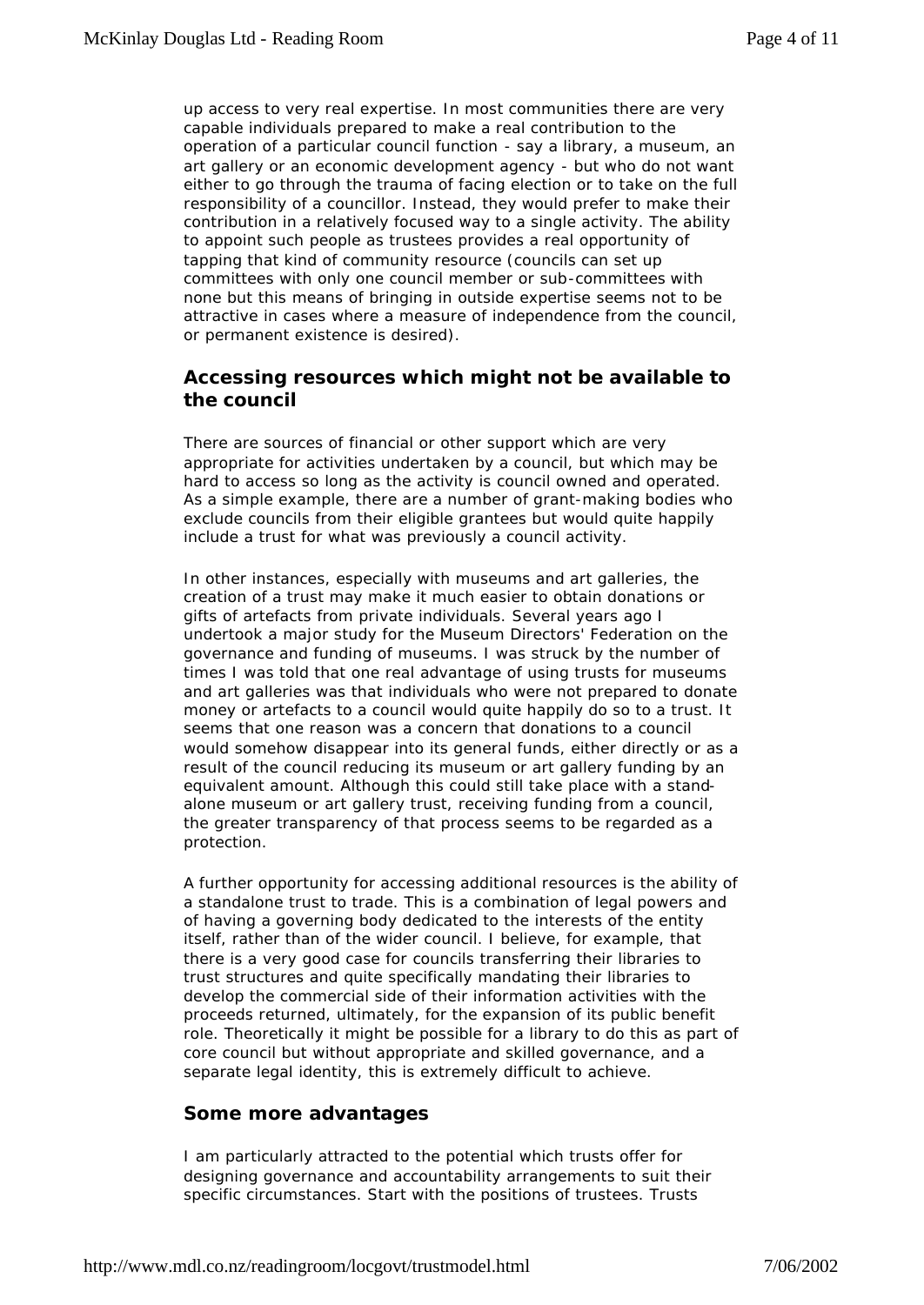up access to very real expertise. In most communities there are very capable individuals prepared to make a real contribution to the operation of a particular council function - say a library, a museum, an art gallery or an economic development agency - but who do not want either to go through the trauma of facing election or to take on the full responsibility of a councillor. Instead, they would prefer to make their contribution in a relatively focused way to a single activity. The ability to appoint such people as trustees provides a real opportunity of tapping that kind of community resource (councils can set up committees with only one council member or sub-committees with none but this means of bringing in outside expertise seems not to be attractive in cases where a measure of independence from the council, or permanent existence is desired).

## Accessing resources which might not be available to the council

There are sources of financial or other support which are very appropriate for activities undertaken by a council, but which may be hard to access so long as the activity is council owned and operated. As a simple example, there are a number of grant-making bodies who exclude councils from their eligible grantees but would quite happily include a trust for what was previously a council activity.

In other instances, especially with museums and art galleries, the creation of a trust may make it much easier to obtain donations or gifts of artefacts from private individuals. Several years ago I undertook a major study for the Museum Directors' Federation on the governance and funding of museums. I was struck by the number of times I was told that one real advantage of using trusts for museums and art galleries was that individuals who were not prepared to donate money or artefacts to a council would quite happily do so to a trust. It seems that one reason was a concern that donations to a council would somehow disappear into its general funds, either directly or as a result of the council reducing its museum or art gallery funding by an equivalent amount. Although this could still take place with a stand-alone museum or art gallery trust, receiving funding from a council, the greater transparency of that process seems to be regarded as a protection.

A further opportunity for accessing additional resources is the ability of a standalone trust to trade. This is a combination of legal powers and of having a governing body dedicated to the interests of the entity itself, rather than of the wider council. I believe, for example, that there is a very good case for councils transferring their libraries to trust structures and quite specifically mandating their libraries to develop the commercial side of their information activities with the proceeds returned, ultimately, for the expansion of its public benefit role. Theoretically it might be possible for a library to do this as part of core council but without appropriate and skilled governance, and a separate legal identity, this is extremely difficult to achieve.

## Some more advantages

I am particularly attracted to the potential which trusts offer for designing governance and accountability arrangements to suit their specific circumstances. Start with the positions of trustees. Trusts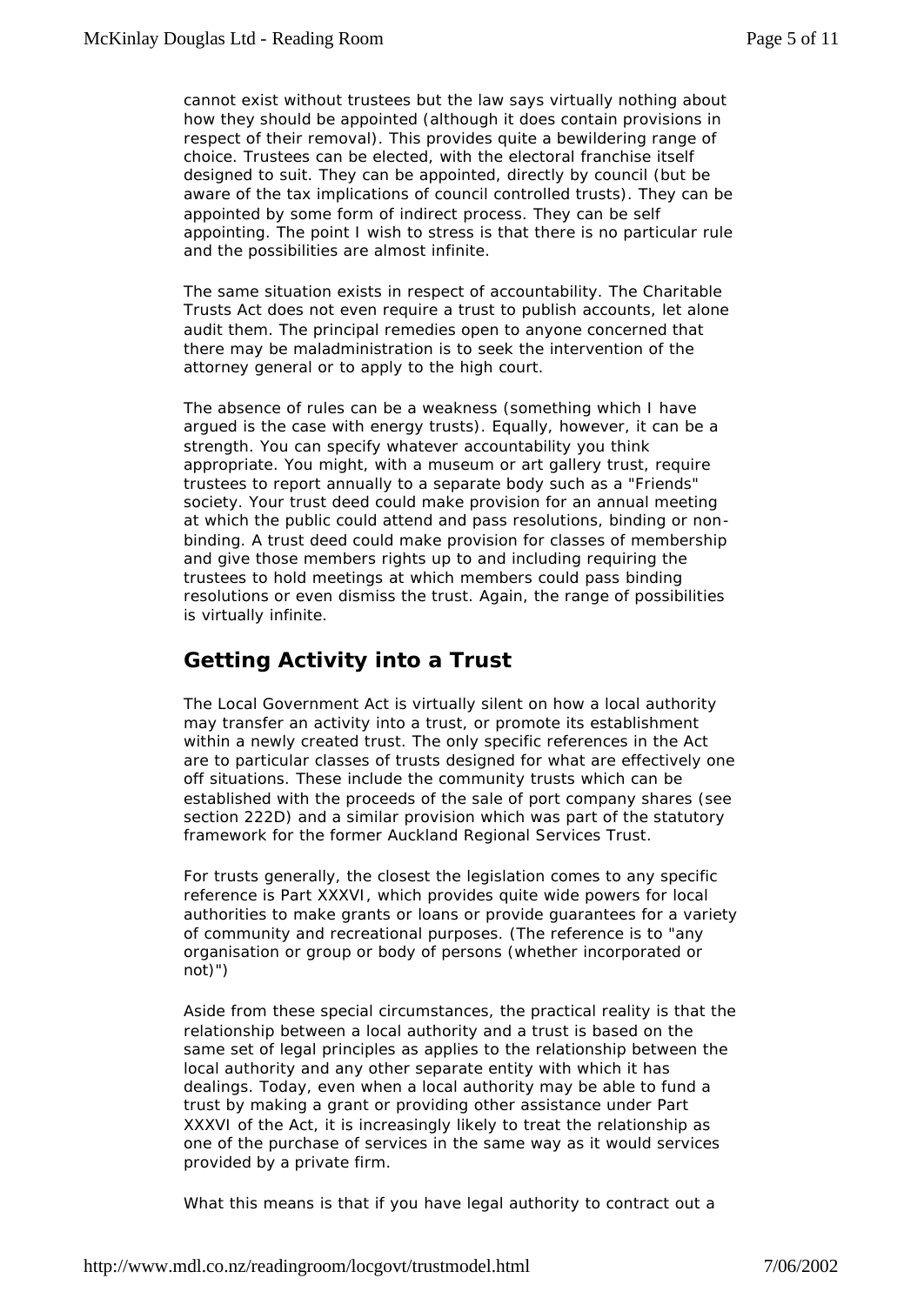cannot exist without trustees but the law says virtually nothing about how they should be appointed (although it does contain provisions in respect of their removal). This provides quite a bewildering range of choice. Trustees can be elected, with the electoral franchise itself designed to suit. They can be appointed, directly by council (but be aware of the tax implications of council controlled trusts). They can be appointed by some form of indirect process. They can be self appointing. The point I wish to stress is that there is no particular rule and the possibilities are almost infinite.

The same situation exists in respect of accountability. The Charitable Trusts Act does not even require a trust to publish accounts, let alone audit them. The principal remedies open to anyone concerned that there may be maladministration is to seek the intervention of the attorney general or to apply to the high court.

The absence of rules can be a weakness (something which I have argued is the case with energy trusts). Equally, however, it can be a strength. You can specify whatever accountability you think appropriate. You might, with a museum or art gallery trust, require trustees to report annually to a separate body such as a "Friends" society. Your trust deed could make provision for an annual meeting at which the public could attend and pass resolutions, binding or non-binding. A trust deed could make provision for classes of membership and give those members rights up to and including requiring the trustees to hold meetings at which members could pass binding resolutions or even dismiss the trust. Again, the range of possibilities is virtually infinite.

## Getting Activity into a Trust

The Local Government Act is virtually silent on how a local authority may transfer an activity into a trust, or promote its establishment within a newly created trust. The only specific references in the Act are to particular classes of trusts designed for what are effectively one off situations. These include the community trusts which can be established with the proceeds of the sale of port company shares (see section 222D) and a similar provision which was part of the statutory framework for the former Auckland Regional Services Trust.

For trusts generally, the closest the legislation comes to any specific reference is Part XXXVI, which provides quite wide powers for local authorities to make grants or loans or provide guarantees for a variety of community and recreational purposes. (The reference is to "any organisation or group or body of persons (whether incorporated or not)")

Aside from these special circumstances, the practical reality is that the relationship between a local authority and a trust is based on the same set of legal principles as applies to the relationship between the local authority and any other separate entity with which it has dealings. Today, even when a local authority may be able to fund a trust by making a grant or providing other assistance under Part XXXVI of the Act, it is increasingly likely to treat the relationship as one of the purchase of services in the same way as it would services provided by a private firm.

What this means is that if you have legal authority to contract out a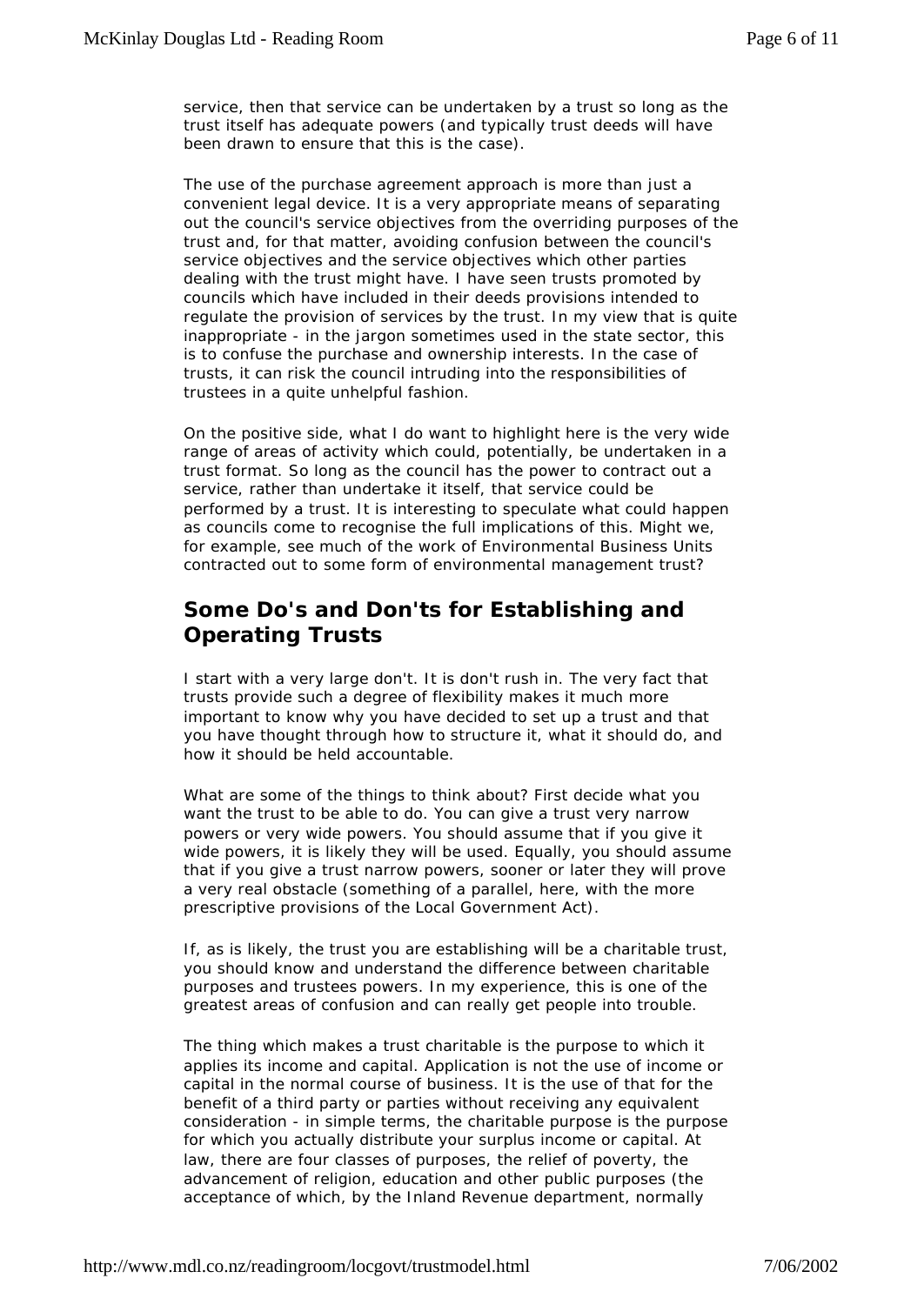service, then that service can be undertaken by a trust so long as the trust itself has adequate powers (and typically trust deeds will have been drawn to ensure that this is the case).

The use of the purchase agreement approach is more than just a convenient legal device. It is a very appropriate means of separating out the council's service objectives from the overriding purposes of the trust and, for that matter, avoiding confusion between the council's service objectives and the service objectives which other parties dealing with the trust might have. I have seen trusts promoted by councils which have included in their deeds provisions intended to regulate the provision of services by the trust. In my view that is quite inappropriate - in the jargon sometimes used in the state sector, this is to confuse the purchase and ownership interests. In the case of trusts, it can risk the council intruding into the responsibilities of trustees in a quite unhelpful fashion.

On the positive side, what I do want to highlight here is the very wide range of areas of activity which could, potentially, be undertaken in a trust format. So long as the council has the power to contract out a service, rather than undertake it itself, that service could be performed by a trust. It is interesting to speculate what could happen as councils come to recognise the full implications of this. Might we, for example, see much of the work of Environmental Business Units contracted out to some form of environmental management trust?

## Some Do's and Don'ts for Establishing and Operating Trusts

I start with a very large don't. It is don't rush in. The very fact that trusts provide such a degree of flexibility makes it much more important to know why you have decided to set up a trust and that you have thought through how to structure it, what it should do, and how it should be held accountable.

What are some of the things to think about? First decide what you want the trust to be able to do. You can give a trust very narrow powers or very wide powers. You should assume that if you give it wide powers, it is likely they will be used. Equally, you should assume that if you give a trust narrow powers, sooner or later they will prove a very real obstacle (something of a parallel, here, with the more prescriptive provisions of the Local Government Act).

If, as is likely, the trust you are establishing will be a charitable trust, you should know and understand the difference between charitable purposes and trustees powers. In my experience, this is one of the greatest areas of confusion and can really get people into trouble.

The thing which makes a trust charitable is the purpose to which it applies its income and capital. Application is not the use of income or capital in the normal course of business. It is the use of that for the benefit of a third party or parties without receiving any equivalent consideration - in simple terms, the charitable purpose is the purpose for which you actually distribute your surplus income or capital. At law, there are four classes of purposes, the relief of poverty, the advancement of religion, education and other public purposes (the acceptance of which, by the Inland Revenue department, normally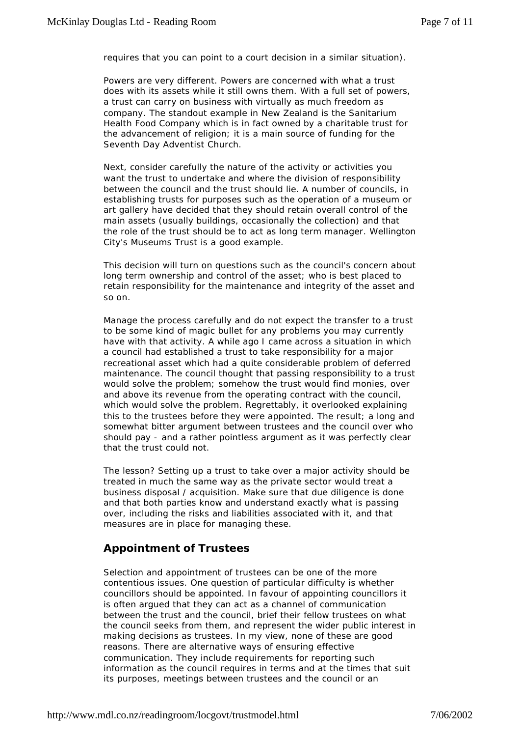requires that you can point to a court decision in a similar situation).

Powers are very different. Powers are concerned with what a trust does with its assets while it still owns them. With a full set of powers, a trust can carry on business with virtually as much freedom as company. The standout example in New Zealand is the Sanitarium Health Food Company which is in fact owned by a charitable trust for the advancement of religion; it is a main source of funding for the Seventh Day Adventist Church.

Next, consider carefully the nature of the activity or activities you want the trust to undertake and where the division of responsibility between the council and the trust should lie. A number of councils, in establishing trusts for purposes such as the operation of a museum or art gallery have decided that they should retain overall control of the main assets (usually buildings, occasionally the collection) and that the role of the trust should be to act as long term manager. Wellington City's Museums Trust is a good example.

This decision will turn on questions such as the council's concern about long term ownership and control of the asset; who is best placed to retain responsibility for the maintenance and integrity of the asset and so on.

Manage the process carefully and do not expect the transfer to a trust to be some kind of magic bullet for any problems you may currently have with that activity. A while ago I came across a situation in which a council had established a trust to take responsibility for a major recreational asset which had a quite considerable problem of deferred maintenance. The council thought that passing responsibility to a trust would solve the problem; somehow the trust would find monies, over and above its revenue from the operating contract with the council, which would solve the problem. Regrettably, it overlooked explaining this to the trustees before they were appointed. The result; a long and somewhat bitter argument between trustees and the council over who should pay - and a rather pointless argument as it was perfectly clear that the trust could not.

The lesson? Setting up a trust to take over a major activity should be treated in much the same way as the private sector would treat a business disposal / acquisition. Make sure that due diligence is done and that both parties know and understand exactly what is passing over, including the risks and liabilities associated with it, and that measures are in place for managing these.

## Appointment of Trustees

Selection and appointment of trustees can be one of the more contentious issues. One question of particular difficulty is whether councillors should be appointed. In favour of appointing councillors it is often argued that they can act as a channel of communication between the trust and the council, brief their fellow trustees on what the council seeks from them, and represent the wider public interest in making decisions as trustees. In my view, none of these are good reasons. There are alternative ways of ensuring effective communication. They include requirements for reporting such information as the council requires in terms and at the times that suit its purposes, meetings between trustees and the council or an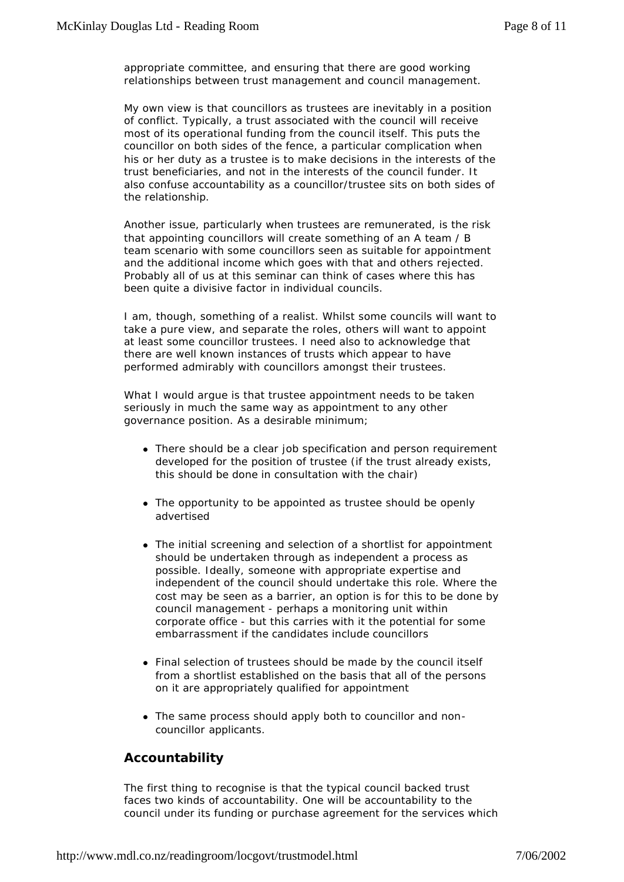appropriate committee, and ensuring that there are good working relationships between trust management and council management.

My own view is that councillors as trustees are inevitably in a position of conflict. Typically, a trust associated with the council will receive most of its operational funding from the council itself. This puts the councillor on both sides of the fence, a particular complication when his or her duty as a trustee is to make decisions in the interests of the trust beneficiaries, and not in the interests of the council funder. It also confuse accountability as a councillor/trustee sits on both sides of the relationship.

Another issue, particularly when trustees are remunerated, is the risk that appointing councillors will create something of an A team / B team scenario with some councillors seen as suitable for appointment and the additional income which goes with that and others rejected. Probably all of us at this seminar can think of cases where this has been quite a divisive factor in individual councils.

I am, though, something of a realist. Whilst some councils will want to take a pure view, and separate the roles, others will want to appoint at least some councillor trustees. I need also to acknowledge that there are well known instances of trusts which appear to have performed admirably with councillors amongst their trustees.

What I would argue is that trustee appointment needs to be taken seriously in much the same way as appointment to any other governance position. As a desirable minimum;

- There should be a clear job specification and person requirement developed for the position of trustee (if the trust already exists, this should be done in consultation with the chair)
- The opportunity to be appointed as trustee should be openly advertised
- The initial screening and selection of a shortlist for appointment should be undertaken through as independent a process as possible. Ideally, someone with appropriate expertise and independent of the council should undertake this role. Where the cost may be seen as a barrier, an option is for this to be done by council management - perhaps a monitoring unit within corporate office - but this carries with it the potential for some embarrassment if the candidates include councillors
- Final selection of trustees should be made by the council itself from a shortlist established on the basis that all of the persons on it are appropriately qualified for appointment
- The same process should apply both to councillor and non-councillor applicants.

## Accountability

The first thing to recognise is that the typical council backed trust faces two kinds of accountability. One will be accountability to the council under its funding or purchase agreement for the services which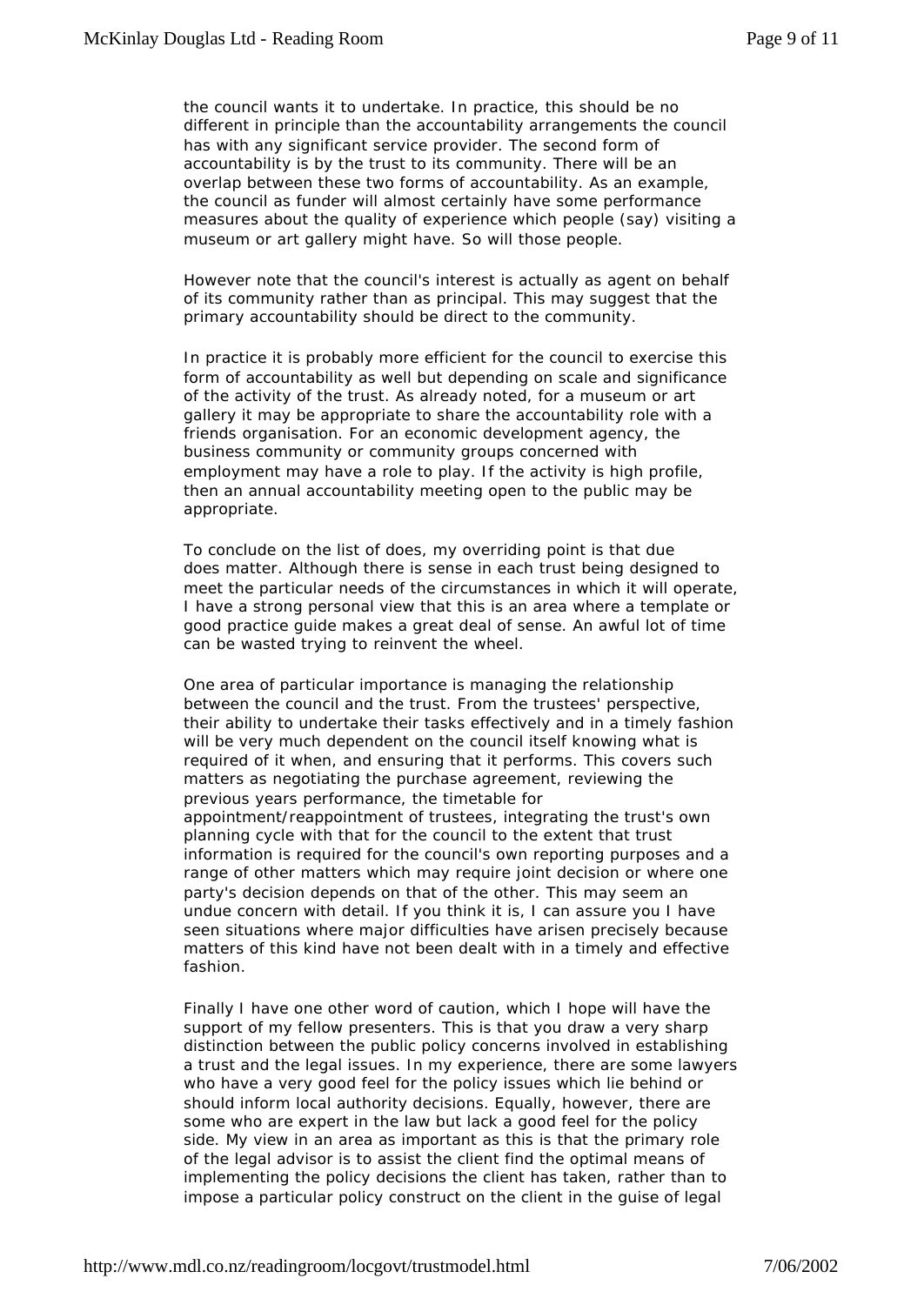the council wants it to undertake. In practice, this should be no different in principle than the accountability arrangements the council has with any significant service provider. The second form of accountability is by the trust to its community. There will be an overlap between these two forms of accountability. As an example, the council as funder will almost certainly have some performance measures about the quality of experience which people (say) visiting a museum or art gallery might have. So will those people.

However note that the council's interest is actually as agent on behalf of its community rather than as principal. This may suggest that the primary accountability should be direct to the community.

In practice it is probably more efficient for the council to exercise this form of accountability as well but depending on scale and significance of the activity of the trust. As already noted, for a museum or art gallery it may be appropriate to share the accountability role with a friends organisation. For an economic development agency, the business community or community groups concerned with employment may have a role to play. If the activity is high profile, then an annual accountability meeting open to the public may be appropriate.

To conclude on the list of does, my overriding point is that due does matter. Although there is sense in each trust being designed to meet the particular needs of the circumstances in which it will operate, I have a strong personal view that this is an area where a template or good practice guide makes a great deal of sense. An awful lot of time can be wasted trying to reinvent the wheel.

One area of particular importance is managing the relationship between the council and the trust. From the trustees' perspective, their ability to undertake their tasks effectively and in a timely fashion will be very much dependent on the council itself knowing what is required of it when, and ensuring that it performs. This covers such matters as negotiating the purchase agreement, reviewing the previous years performance, the timetable for appointment/reappointment of trustees, integrating the trust's own planning cycle with that for the council to the extent that trust information is required for the council's own reporting purposes and a range of other matters which may require joint decision or where one party's decision depends on that of the other. This may seem an undue concern with detail. If you think it is, I can assure you I have seen situations where major difficulties have arisen precisely because matters of this kind have not been dealt with in a timely and effective fashion.

Finally I have one other word of caution, which I hope will have the support of my fellow presenters. This is that you draw a very sharp distinction between the public policy concerns involved in establishing a trust and the legal issues. In my experience, there are some lawyers who have a very good feel for the policy issues which lie behind or should inform local authority decisions. Equally, however, there are some who are expert in the law but lack a good feel for the policy side. My view in an area as important as this is that the primary role of the legal advisor is to assist the client find the optimal means of implementing the policy decisions the client has taken, rather than to impose a particular policy construct on the client in the guise of legal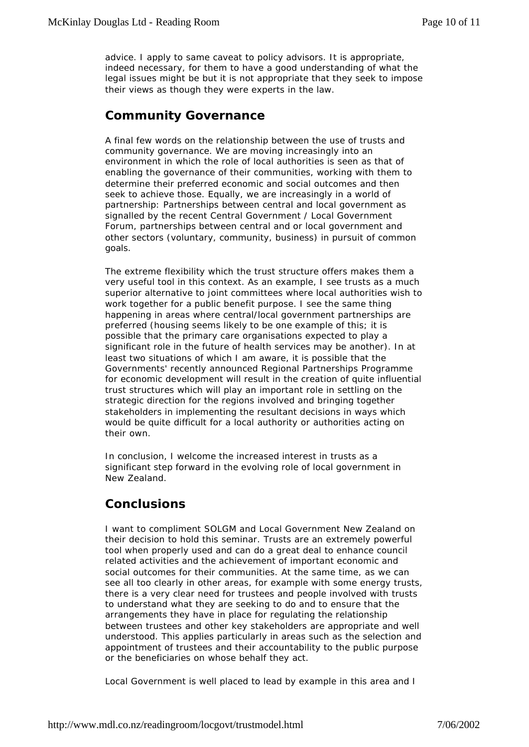advice. I apply to same caveat to policy advisors. It is appropriate, indeed necessary, for them to have a good understanding of what the legal issues might be but it is not appropriate that they seek to impose their views as though they were experts in the law.

## Community Governance

A final few words on the relationship between the use of trusts and community governance. We are moving increasingly into an environment in which the role of local authorities is seen as that of enabling the governance of their communities, working with them to determine their preferred economic and social outcomes and then seek to achieve those. Equally, we are increasingly in a world of partnership: Partnerships between central and local government as signalled by the recent Central Government / Local Government Forum, partnerships between central and or local government and other sectors (voluntary, community, business) in pursuit of common goals.

The extreme flexibility which the trust structure offers makes them a very useful tool in this context. As an example, I see trusts as a much superior alternative to joint committees where local authorities wish to work together for a public benefit purpose. I see the same thing happening in areas where central/local government partnerships are preferred (housing seems likely to be one example of this; it is possible that the primary care organisations expected to play a significant role in the future of health services may be another). In at least two situations of which I am aware, it is possible that the Governments' recently announced Regional Partnerships Programme for economic development will result in the creation of quite influential trust structures which will play an important role in settling on the strategic direction for the regions involved and bringing together stakeholders in implementing the resultant decisions in ways which would be quite difficult for a local authority or authorities acting on their own.

In conclusion, I welcome the increased interest in trusts as a significant step forward in the evolving role of local government in New Zealand.

## Conclusions

I want to compliment SOLGM and Local Government New Zealand on their decision to hold this seminar. Trusts are an extremely powerful tool when properly used and can do a great deal to enhance council related activities and the achievement of important economic and social outcomes for their communities. At the same time, as we can see all too clearly in other areas, for example with some energy trusts, there is a very clear need for trustees and people involved with trusts to understand what they are seeking to do and to ensure that the arrangements they have in place for regulating the relationship between trustees and other key stakeholders are appropriate and well understood. This applies particularly in areas such as the selection and appointment of trustees and their accountability to the public purpose or the beneficiaries on whose behalf they act.

Local Government is well placed to lead by example in this area and I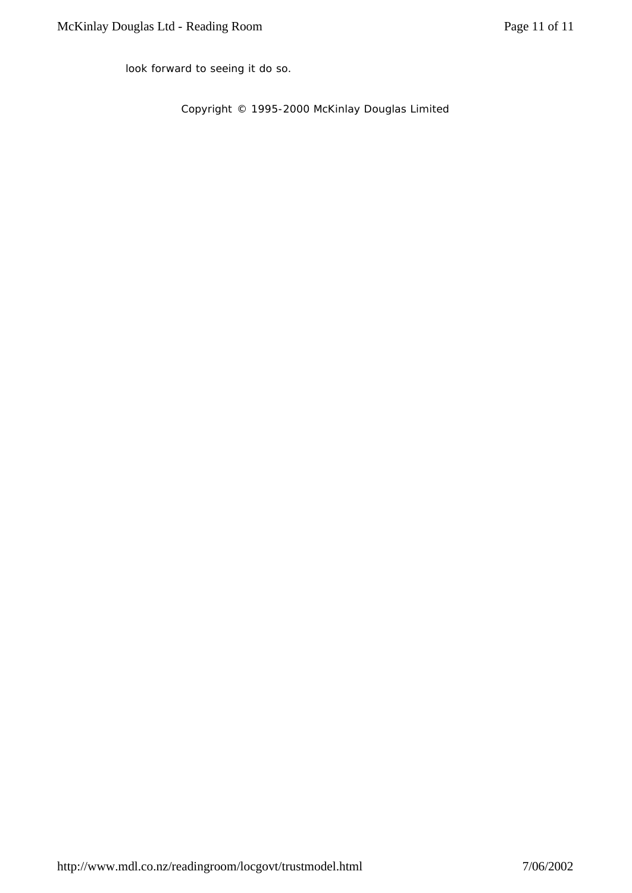look forward to seeing it do so.

Copyright © 1995-2000 McKinlay Douglas Limited